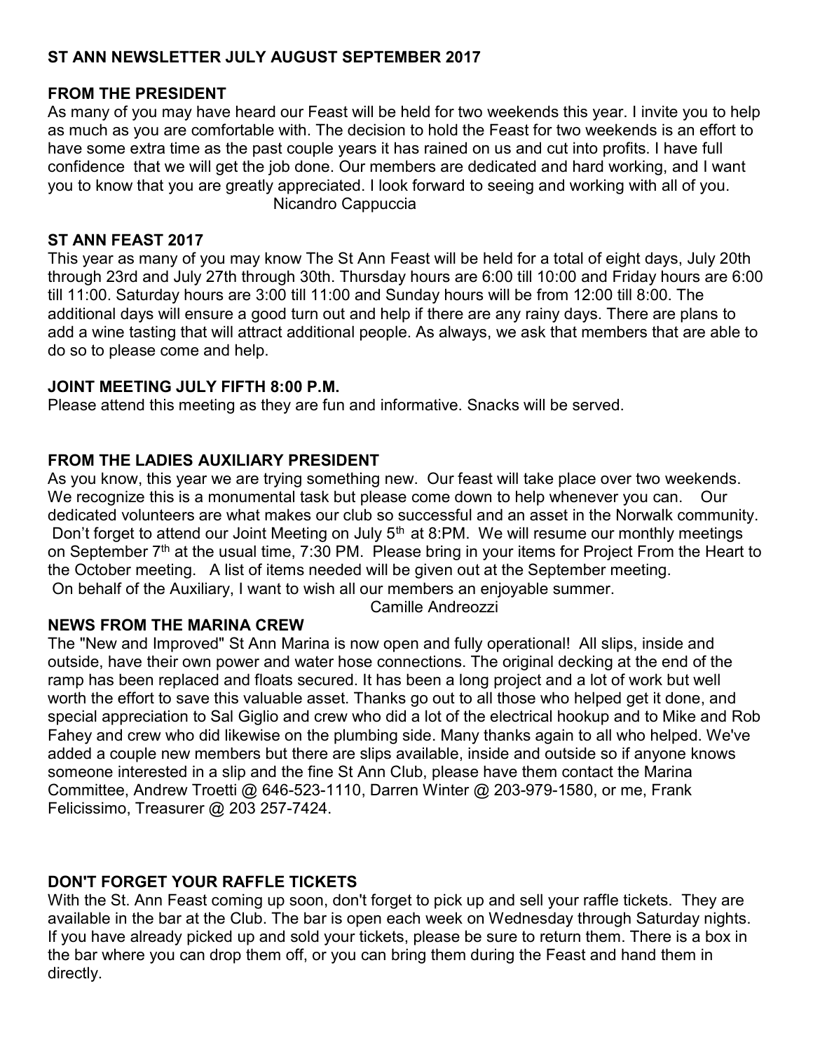# ST ANN NEWSLETTER JULY AUGUST SEPTEMBER 2017

## FROM THE PRESIDENT

As many of you may have heard our Feast will be held for two weekends this year. I invite you to help as much as you are comfortable with. The decision to hold the Feast for two weekends is an effort to have some extra time as the past couple years it has rained on us and cut into profits. I have full confidence that we will get the job done. Our members are dedicated and hard working, and I want you to know that you are greatly appreciated. I look forward to seeing and working with all of you.

Nicandro Cappuccia

## ST ANN FEAST 2017

This year as many of you may know The St Ann Feast will be held for a total of eight days, July 20th through 23rd and July 27th through 30th. Thursday hours are 6:00 till 10:00 and Friday hours are 6:00 till 11:00. Saturday hours are 3:00 till 11:00 and Sunday hours will be from 12:00 till 8:00. The additional days will ensure a good turn out and help if there are any rainy days. There are plans to add a wine tasting that will attract additional people. As always, we ask that members that are able to do so to please come and help.

## JOINT MEETING JULY FIFTH 8:00 P.M.

Please attend this meeting as they are fun and informative. Snacks will be served.

## FROM THE LADIES AUXILIARY PRESIDENT

As you know, this year we are trying something new. Our feast will take place over two weekends. We recognize this is a monumental task but please come down to help whenever you can. Our dedicated volunteers are what makes our club so successful and an asset in the Norwalk community. Don't forget to attend our Joint Meeting on July 5th at 8:PM. We will resume our monthly meetings on September 7th at the usual time, 7:30 PM. Please bring in your items for Project From the Heart to the October meeting. A list of items needed will be given out at the September meeting. On behalf of the Auxiliary, I want to wish all our members an enjoyable summer.

Camille Andreozzi

## NEWS FROM THE MARINA CREW

The "New and Improved" St Ann Marina is now open and fully operational! All slips, inside and outside, have their own power and water hose connections. The original decking at the end of the ramp has been replaced and floats secured. It has been a long project and a lot of work but well worth the effort to save this valuable asset. Thanks go out to all those who helped get it done, and special appreciation to Sal Giglio and crew who did a lot of the electrical hookup and to Mike and Rob Fahey and crew who did likewise on the plumbing side. Many thanks again to all who helped. We've added a couple new members but there are slips available, inside and outside so if anyone knows someone interested in a slip and the fine St Ann Club, please have them contact the Marina Committee, Andrew Troetti @ 646-523-1110, Darren Winter @ 203-979-1580, or me, Frank Felicissimo, Treasurer @ 203 257-7424.

## DON'T FORGET YOUR RAFFLE TICKETS

With the St. Ann Feast coming up soon, don't forget to pick up and sell your raffle tickets. They are available in the bar at the Club. The bar is open each week on Wednesday through Saturday nights. If you have already picked up and sold your tickets, please be sure to return them. There is a box in the bar where you can drop them off, or you can bring them during the Feast and hand them in directly.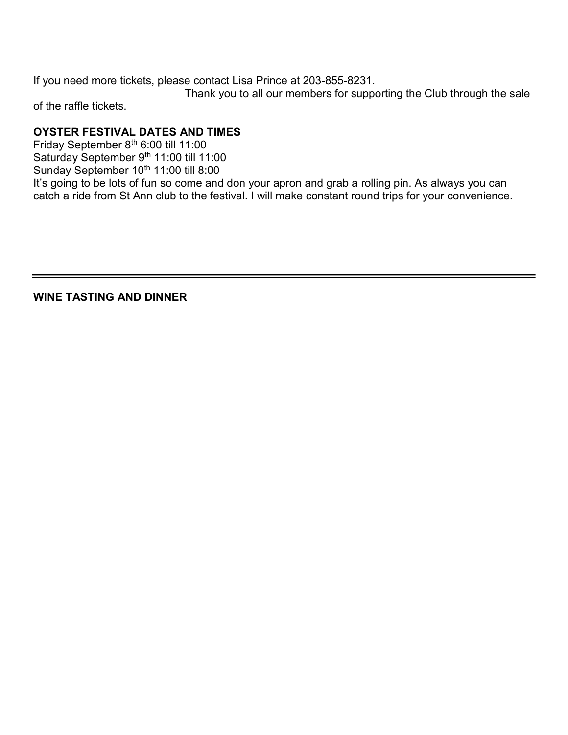If you need more tickets, please contact Lisa Prince at 203-855-8231.

Thank you to all our members for supporting the Club through the sale of the raffle tickets.

**OYSTER FESTIVAL DATES AND TIMES**

Friday September 8th 6:00 till 11:00
Saturday September 9th 11:00 till 11:00
Sunday September 10th 11:00 till 8:00

It's going to be lots of fun so come and don your apron and grab a rolling pin. As always you can catch a ride from St Ann club to the festival. I will make constant round trips for your convenience.

---

**WINE TASTING AND DINNER**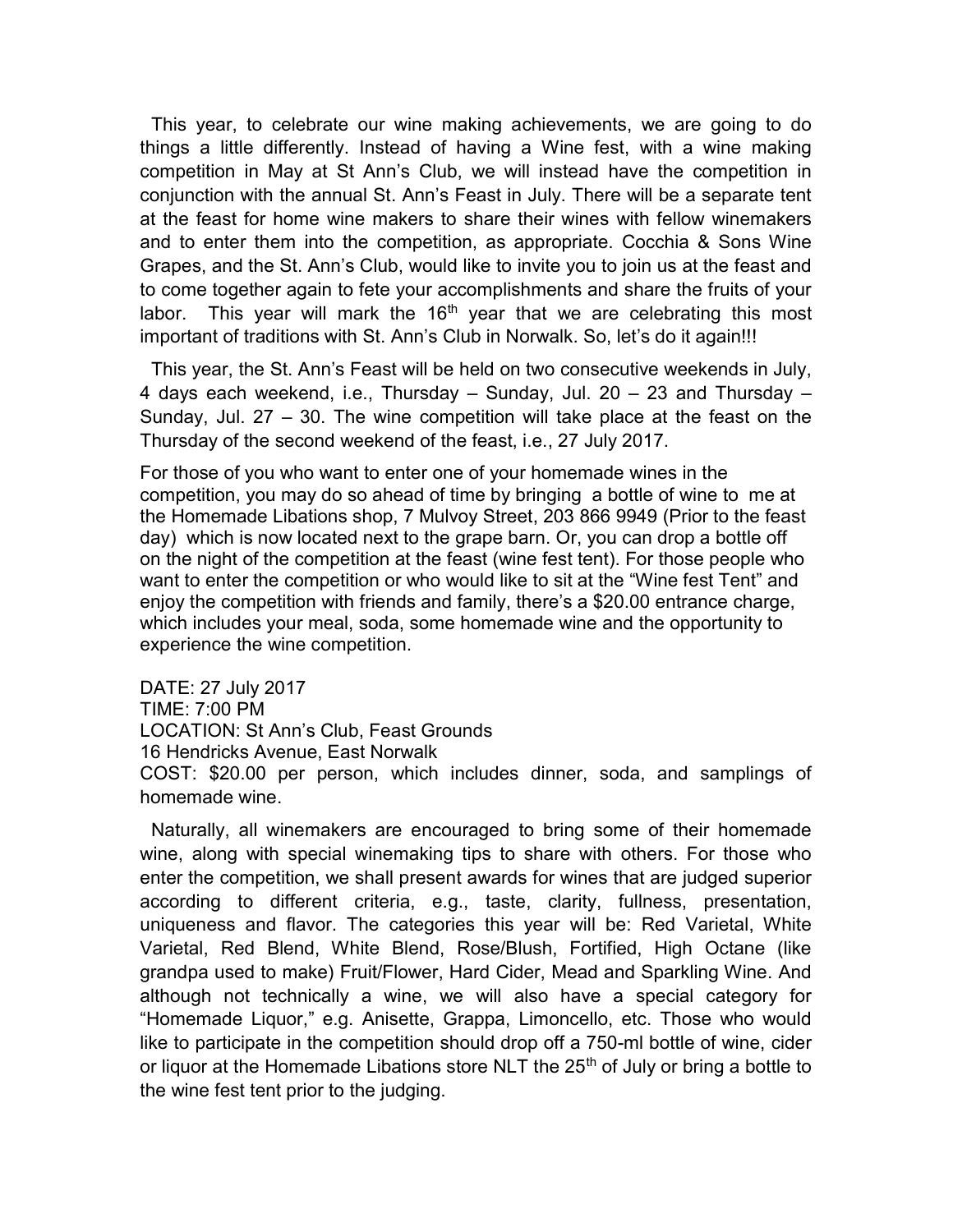This year, to celebrate our wine making achievements, we are going to do things a little differently. Instead of having a Wine fest, with a wine making competition in May at St Ann's Club, we will instead have the competition in conjunction with the annual St. Ann's Feast in July. There will be a separate tent at the feast for home wine makers to share their wines with fellow winemakers and to enter them into the competition, as appropriate. Cocchia & Sons Wine Grapes, and the St. Ann's Club, would like to invite you to join us at the feast and to come together again to fete your accomplishments and share the fruits of your labor. This year will mark the 16th year that we are celebrating this most important of traditions with St. Ann's Club in Norwalk. So, let's do it again!!!

This year, the St. Ann's Feast will be held on two consecutive weekends in July, 4 days each weekend, i.e., Thursday – Sunday, Jul. 20 – 23 and Thursday – Sunday, Jul. 27 – 30. The wine competition will take place at the feast on the Thursday of the second weekend of the feast, i.e., 27 July 2017.

For those of you who want to enter one of your homemade wines in the competition, you may do so ahead of time by bringing a bottle of wine to me at the Homemade Libations shop, 7 Mulvoy Street, 203 866 9949 (Prior to the feast day) which is now located next to the grape barn. Or, you can drop a bottle off on the night of the competition at the feast (wine fest tent). For those people who want to enter the competition or who would like to sit at the "Wine fest Tent" and enjoy the competition with friends and family, there's a $20.00 entrance charge, which includes your meal, soda, some homemade wine and the opportunity to experience the wine competition.

DATE: 27 July 2017
TIME: 7:00 PM
LOCATION: St Ann's Club, Feast Grounds
16 Hendricks Avenue, East Norwalk
COST: $20.00 per person, which includes dinner, soda, and samplings of homemade wine.

Naturally, all winemakers are encouraged to bring some of their homemade wine, along with special winemaking tips to share with others. For those who enter the competition, we shall present awards for wines that are judged superior according to different criteria, e.g., taste, clarity, fullness, presentation, uniqueness and flavor. The categories this year will be: Red Varietal, White Varietal, Red Blend, White Blend, Rose/Blush, Fortified, High Octane (like grandpa used to make) Fruit/Flower, Hard Cider, Mead and Sparkling Wine. And although not technically a wine, we will also have a special category for "Homemade Liquor," e.g. Anisette, Grappa, Limoncello, etc. Those who would like to participate in the competition should drop off a 750-ml bottle of wine, cider or liquor at the Homemade Libations store NLT the 25th of July or bring a bottle to the wine fest tent prior to the judging.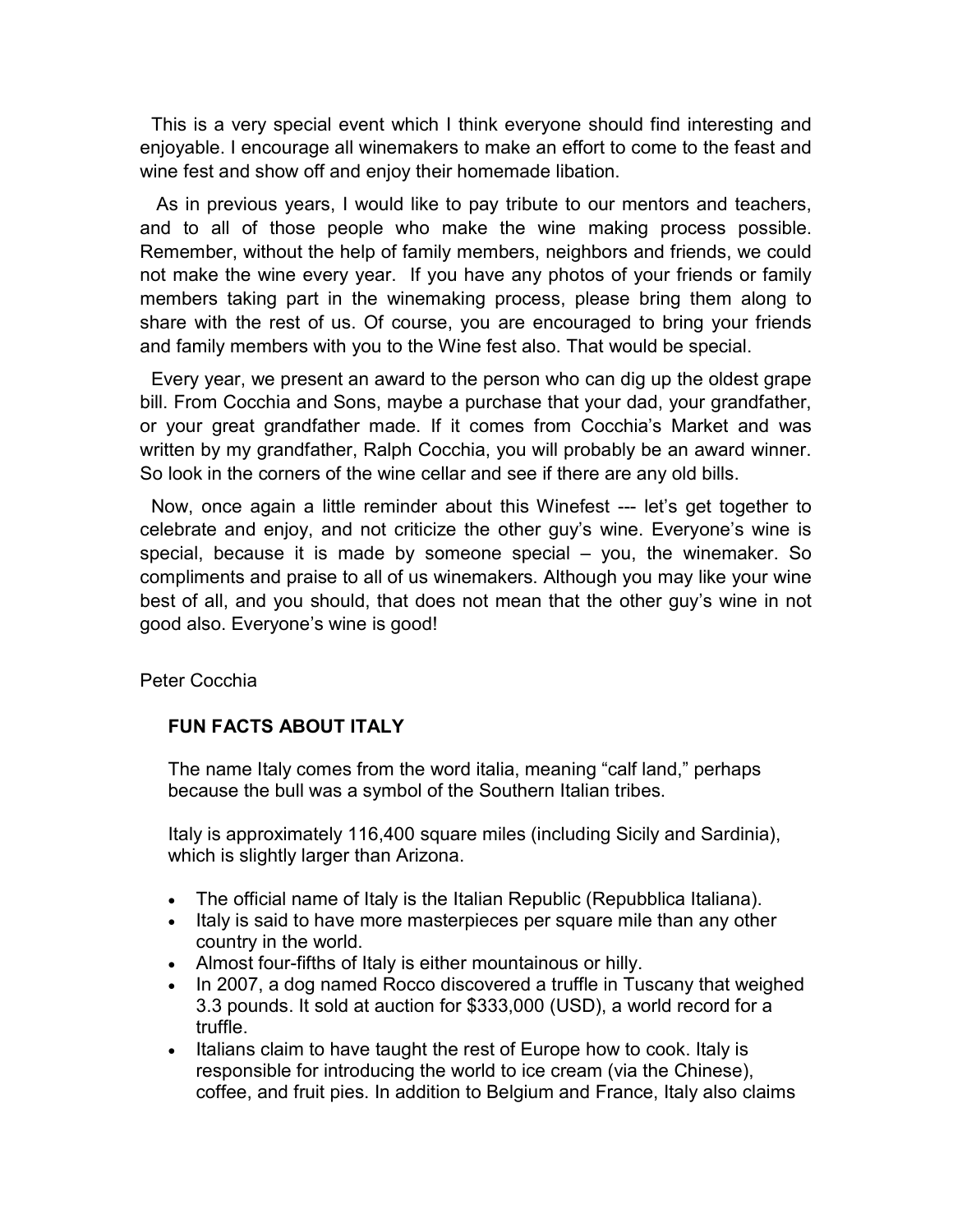This is a very special event which I think everyone should find interesting and enjoyable. I encourage all winemakers to make an effort to come to the feast and wine fest and show off and enjoy their homemade libation.

As in previous years, I would like to pay tribute to our mentors and teachers, and to all of those people who make the wine making process possible. Remember, without the help of family members, neighbors and friends, we could not make the wine every year. If you have any photos of your friends or family members taking part in the winemaking process, please bring them along to share with the rest of us. Of course, you are encouraged to bring your friends and family members with you to the Wine fest also. That would be special.

Every year, we present an award to the person who can dig up the oldest grape bill. From Cocchia and Sons, maybe a purchase that your dad, your grandfather, or your great grandfather made. If it comes from Cocchia's Market and was written by my grandfather, Ralph Cocchia, you will probably be an award winner. So look in the corners of the wine cellar and see if there are any old bills.

Now, once again a little reminder about this Winefest --- let's get together to celebrate and enjoy, and not criticize the other guy's wine. Everyone's wine is special, because it is made by someone special – you, the winemaker. So compliments and praise to all of us winemakers. Although you may like your wine best of all, and you should, that does not mean that the other guy's wine in not good also. Everyone's wine is good!

Peter Cocchia

**FUN FACTS ABOUT ITALY**

The name Italy comes from the word italia, meaning "calf land," perhaps because the bull was a symbol of the Southern Italian tribes.

Italy is approximately 116,400 square miles (including Sicily and Sardinia), which is slightly larger than Arizona.

- The official name of Italy is the Italian Republic (Repubblica Italiana).
- Italy is said to have more masterpieces per square mile than any other country in the world.
- Almost four-fifths of Italy is either mountainous or hilly.
- In 2007, a dog named Rocco discovered a truffle in Tuscany that weighed 3.3 pounds. It sold at auction for $333,000 (USD), a world record for a truffle.
- Italians claim to have taught the rest of Europe how to cook. Italy is responsible for introducing the world to ice cream (via the Chinese), coffee, and fruit pies. In addition to Belgium and France, Italy also claims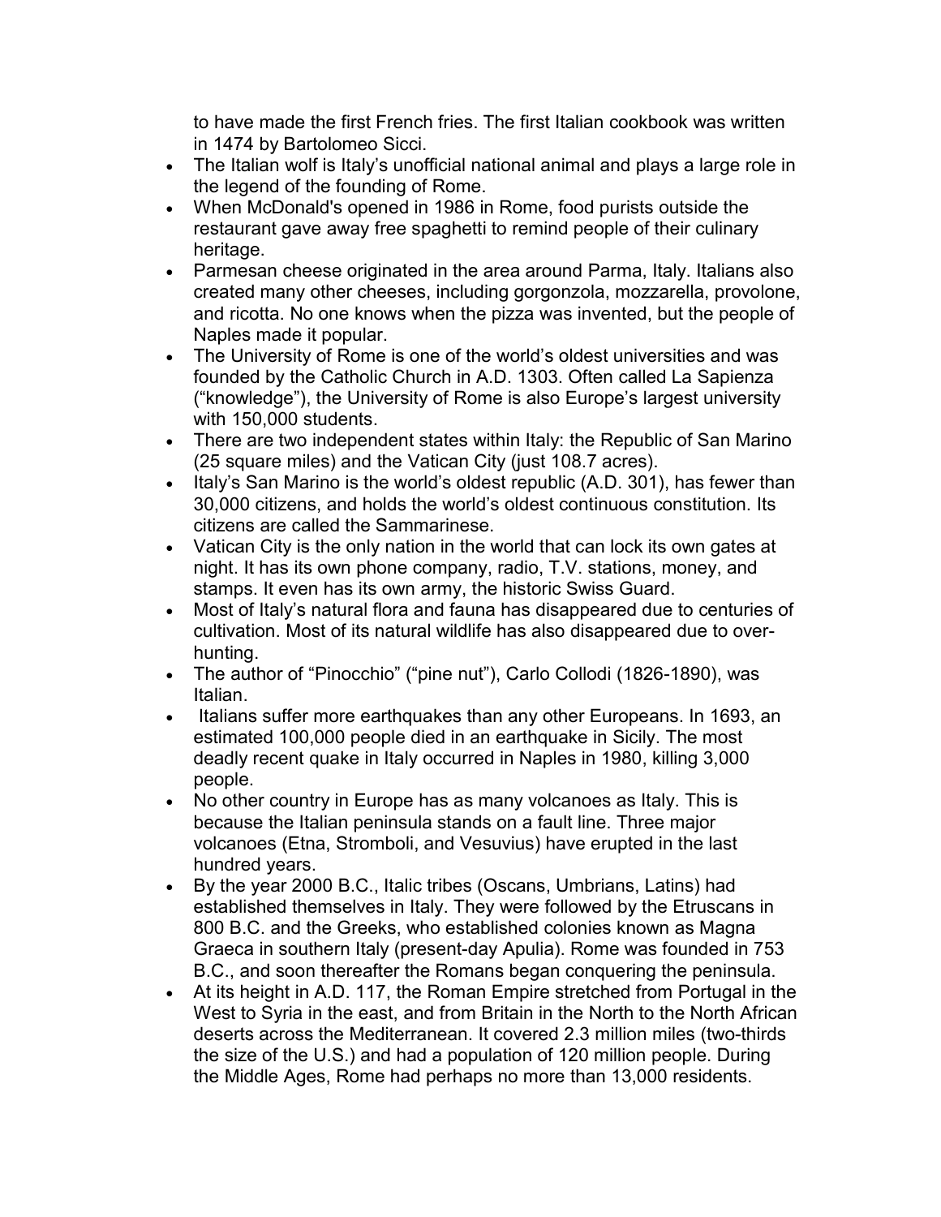to have made the first French fries. The first Italian cookbook was written in 1474 by Bartolomeo Sicci.

- The Italian wolf is Italy's unofficial national animal and plays a large role in the legend of the founding of Rome.
- When McDonald's opened in 1986 in Rome, food purists outside the restaurant gave away free spaghetti to remind people of their culinary heritage.
- Parmesan cheese originated in the area around Parma, Italy. Italians also created many other cheeses, including gorgonzola, mozzarella, provolone, and ricotta. No one knows when the pizza was invented, but the people of Naples made it popular.
- The University of Rome is one of the world's oldest universities and was founded by the Catholic Church in A.D. 1303. Often called La Sapienza ("knowledge"), the University of Rome is also Europe's largest university with 150,000 students.
- There are two independent states within Italy: the Republic of San Marino (25 square miles) and the Vatican City (just 108.7 acres).
- Italy's San Marino is the world's oldest republic (A.D. 301), has fewer than 30,000 citizens, and holds the world's oldest continuous constitution. Its citizens are called the Sammarinese.
- Vatican City is the only nation in the world that can lock its own gates at night. It has its own phone company, radio, T.V. stations, money, and stamps. It even has its own army, the historic Swiss Guard.
- Most of Italy's natural flora and fauna has disappeared due to centuries of cultivation. Most of its natural wildlife has also disappeared due to over-hunting.
- The author of "Pinocchio" ("pine nut"), Carlo Collodi (1826-1890), was Italian.
- Italians suffer more earthquakes than any other Europeans. In 1693, an estimated 100,000 people died in an earthquake in Sicily. The most deadly recent quake in Italy occurred in Naples in 1980, killing 3,000 people.
- No other country in Europe has as many volcanoes as Italy. This is because the Italian peninsula stands on a fault line. Three major volcanoes (Etna, Stromboli, and Vesuvius) have erupted in the last hundred years.
- By the year 2000 B.C., Italic tribes (Oscans, Umbrians, Latins) had established themselves in Italy. They were followed by the Etruscans in 800 B.C. and the Greeks, who established colonies known as Magna Graeca in southern Italy (present-day Apulia). Rome was founded in 753 B.C., and soon thereafter the Romans began conquering the peninsula.
- At its height in A.D. 117, the Roman Empire stretched from Portugal in the West to Syria in the east, and from Britain in the North to the North African deserts across the Mediterranean. It covered 2.3 million miles (two-thirds the size of the U.S.) and had a population of 120 million people. During the Middle Ages, Rome had perhaps no more than 13,000 residents.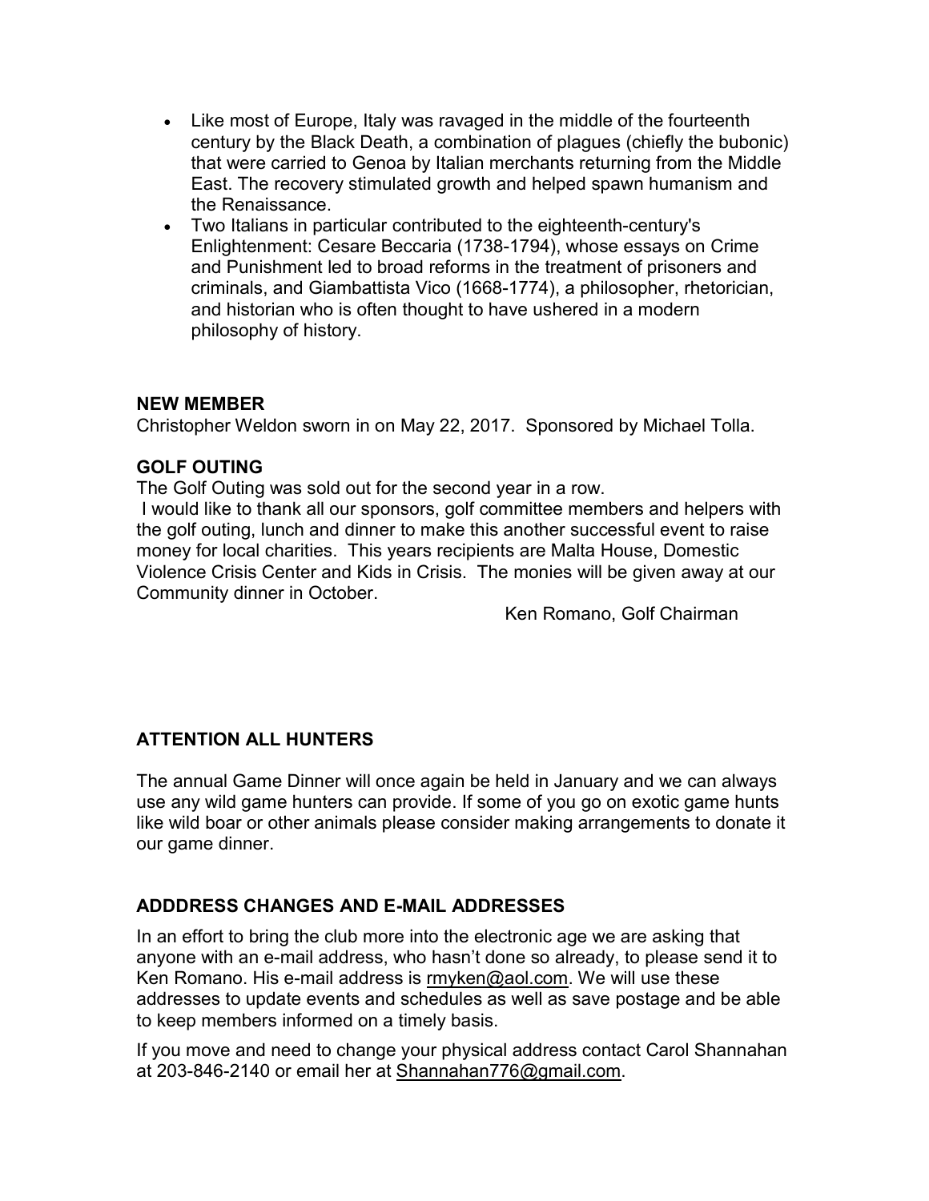- Like most of Europe, Italy was ravaged in the middle of the fourteenth century by the Black Death, a combination of plagues (chiefly the bubonic) that were carried to Genoa by Italian merchants returning from the Middle East. The recovery stimulated growth and helped spawn humanism and the Renaissance.
- Two Italians in particular contributed to the eighteenth-century's Enlightenment: Cesare Beccaria (1738-1794), whose essays on Crime and Punishment led to broad reforms in the treatment of prisoners and criminals, and Giambattista Vico (1668-1774), a philosopher, rhetorician, and historian who is often thought to have ushered in a modern philosophy of history.

**NEW MEMBER**

Christopher Weldon sworn in on May 22, 2017. Sponsored by Michael Tolla.

**GOLF OUTING**

The Golf Outing was sold out for the second year in a row.

I would like to thank all our sponsors, golf committee members and helpers with the golf outing, lunch and dinner to make this another successful event to raise money for local charities. This years recipients are Malta House, Domestic Violence Crisis Center and Kids in Crisis. The monies will be given away at our Community dinner in October.

Ken Romano, Golf Chairman

**ATTENTION ALL HUNTERS**

The annual Game Dinner will once again be held in January and we can always use any wild game hunters can provide. If some of you go on exotic game hunts like wild boar or other animals please consider making arrangements to donate it our game dinner.

**ADDDRESS CHANGES AND E-MAIL ADDRESSES**

In an effort to bring the club more into the electronic age we are asking that anyone with an e-mail address, who hasn't done so already, to please send it to Ken Romano. His e-mail address is rmyken@aol.com. We will use these addresses to update events and schedules as well as save postage and be able to keep members informed on a timely basis.

If you move and need to change your physical address contact Carol Shannahan at 203-846-2140 or email her at Shannahan776@gmail.com.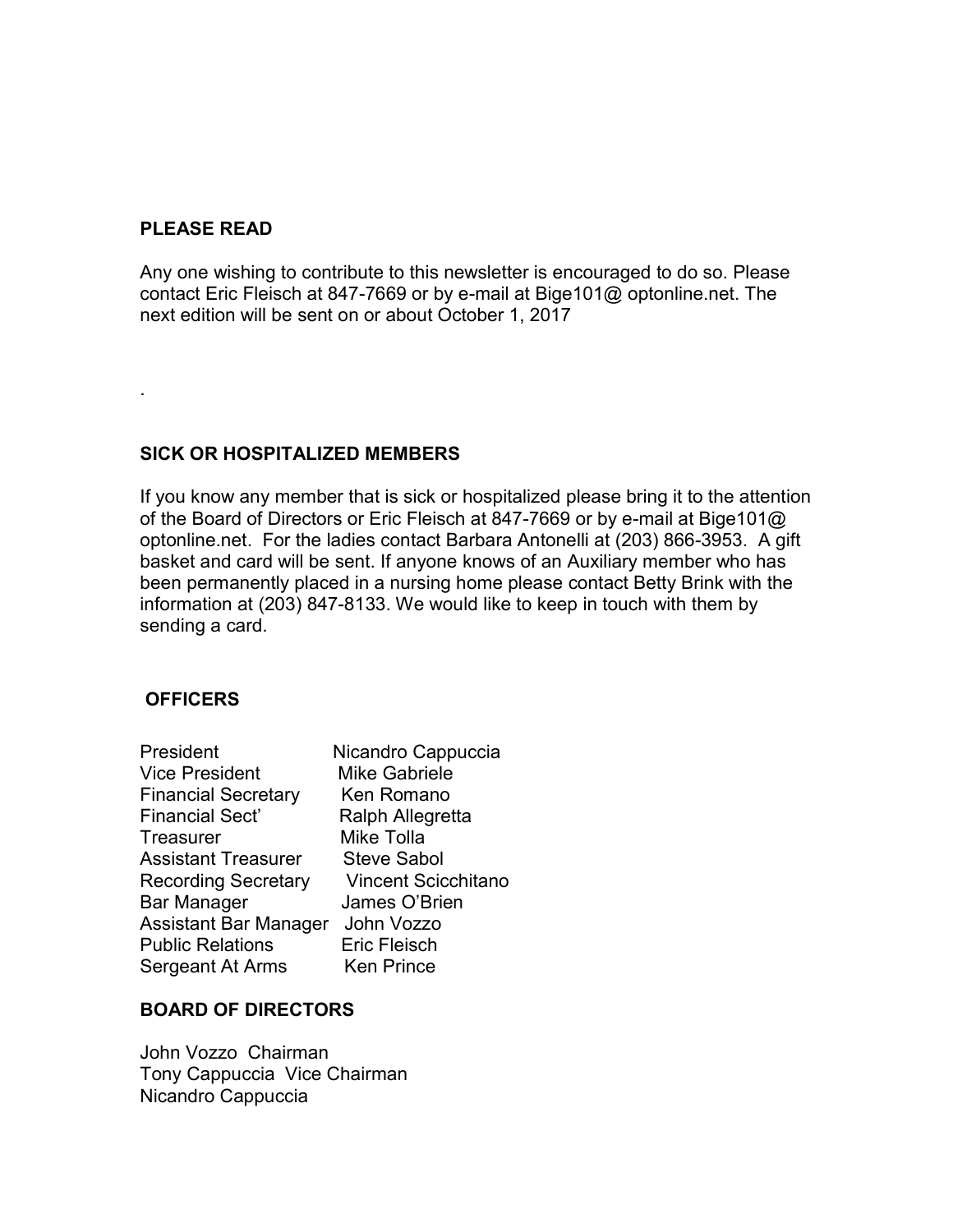## PLEASE READ

Any one wishing to contribute to this newsletter is encouraged to do so. Please contact Eric Fleisch at 847-7669 or by e-mail at Bige101@ optonline.net. The next edition will be sent on or about October 1, 2017

.

## SICK OR HOSPITALIZED MEMBERS

If you know any member that is sick or hospitalized please bring it to the attention of the Board of Directors or Eric Fleisch at 847-7669 or by e-mail at Bige101@ optonline.net. For the ladies contact Barbara Antonelli at (203) 866-3953. A gift basket and card will be sent. If anyone knows of an Auxiliary member who has been permanently placed in a nursing home please contact Betty Brink with the information at (203) 847-8133. We would like to keep in touch with them by sending a card.

## OFFICERS

| | |
|---|---|
| President | Nicandro Cappuccia |
| Vice President | Mike Gabriele |
| Financial Secretary | Ken Romano |
| Financial Sect' | Ralph Allegretta |
| Treasurer | Mike Tolla |
| Assistant Treasurer | Steve Sabol |
| Recording Secretary | Vincent Scicchitano |
| Bar Manager | James O'Brien |
| Assistant Bar Manager | John Vozzo |
| Public Relations | Eric Fleisch |
| Sergeant At Arms | Ken Prince |

## BOARD OF DIRECTORS

John Vozzo Chairman
Tony Cappuccia Vice Chairman
Nicandro Cappuccia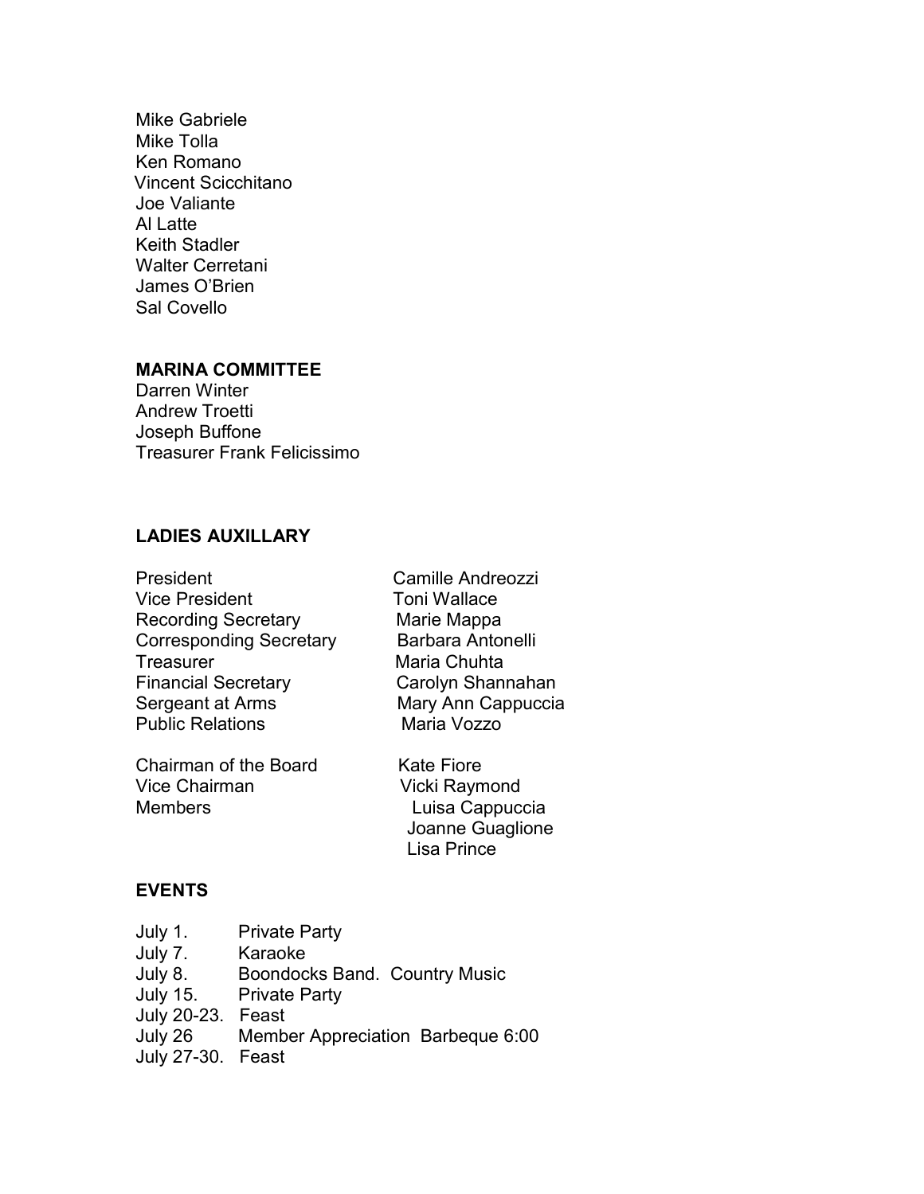Mike Gabriele
Mike Tolla
Ken Romano
Vincent Scicchitano
Joe Valiante
Al Latte
Keith Stadler
Walter Cerretani
James O'Brien
Sal Covello

**MARINA COMMITTEE**

Darren Winter
Andrew Troetti
Joseph Buffone
Treasurer Frank Felicissimo

**LADIES AUXILLARY**

| | |
|---|---|
| President | Camille Andreozzi |
| Vice President | Toni Wallace |
| Recording Secretary | Marie Mappa |
| Corresponding Secretary | Barbara Antonelli |
| Treasurer | Maria Chuhta |
| Financial Secretary | Carolyn Shannahan |
| Sergeant at Arms | Mary Ann Cappuccia |
| Public Relations | Maria Vozzo |
| | |
| Chairman of the Board | Kate Fiore |
| Vice Chairman | Vicki Raymond |
| Members | Luisa Cappuccia |
| | Joanne Guaglione |
| | Lisa Prince |

**EVENTS**

| | |
|---|---|
| July 1. | Private Party |
| July 7. | Karaoke |
| July 8. | Boondocks Band. Country Music |
| July 15. | Private Party |
| July 20-23. | Feast |
| July 26 | Member Appreciation Barbeque 6:00 |
| July 27-30. | Feast |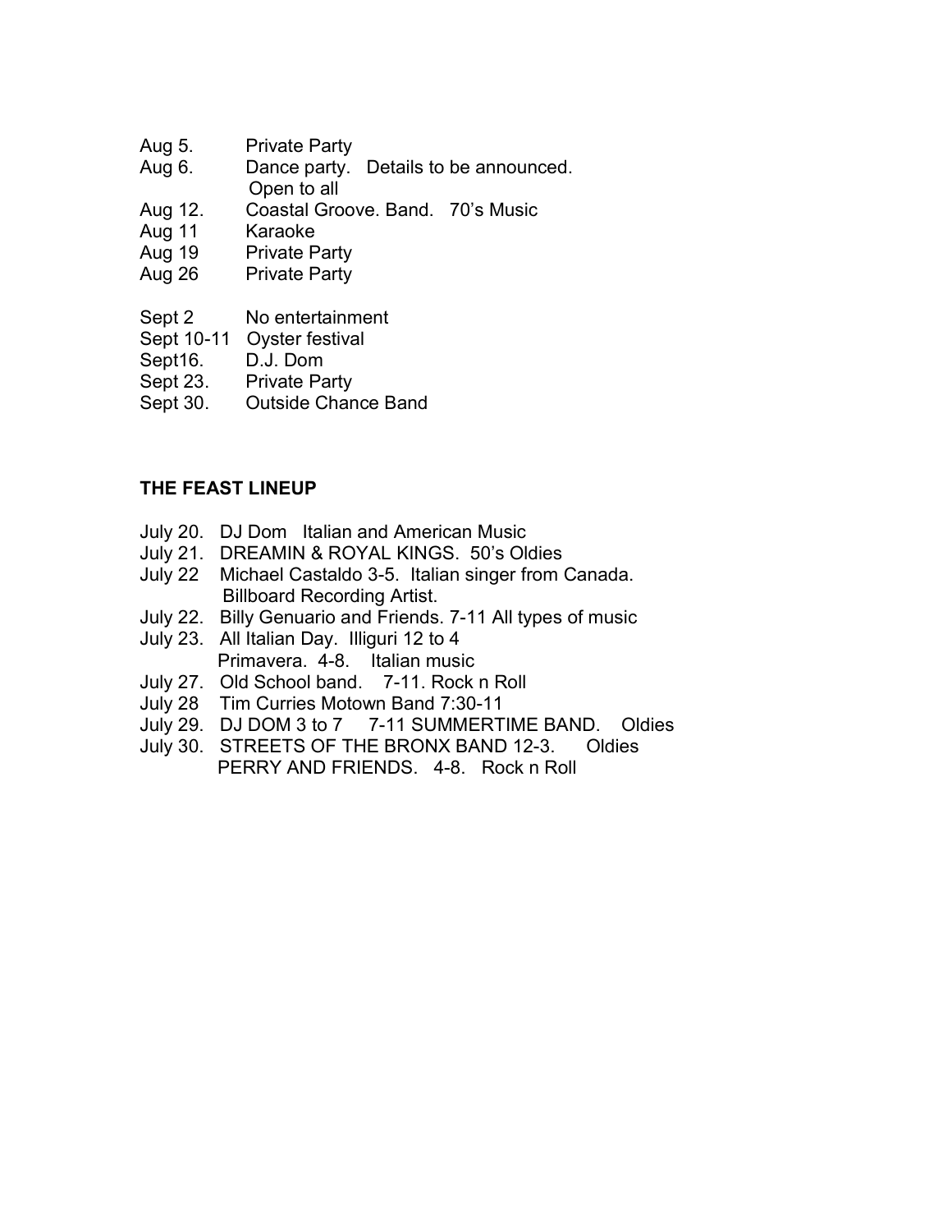Aug 5.  Private Party
Aug 6.  Dance party.  Details to be announced.
 Open to all
Aug 12.  Coastal Groove. Band.  70's Music
Aug 11  Karaoke
Aug 19  Private Party
Aug 26  Private Party

Sept 2  No entertainment
Sept 10-11  Oyster festival
Sept16.  D.J. Dom
Sept 23.  Private Party
Sept 30.  Outside Chance Band

**THE FEAST LINEUP**

July 20.  DJ Dom  Italian and American Music
July 21.  DREAMIN & ROYAL KINGS.  50's Oldies
July 22  Michael Castaldo 3-5.  Italian singer from Canada.
 Billboard Recording Artist.
July 22.  Billy Genuario and Friends. 7-11 All types of music
July 23.  All Italian Day.  Illiguri 12 to 4
 Primavera.  4-8.  Italian music
July 27.  Old School band.  7-11. Rock n Roll
July 28  Tim Curries Motown Band 7:30-11
July 29.  DJ DOM 3 to 7  7-11 SUMMERTIME BAND.  Oldies
July 30.  STREETS OF THE BRONX BAND 12-3.  Oldies
 PERRY AND FRIENDS.  4-8.  Rock n Roll